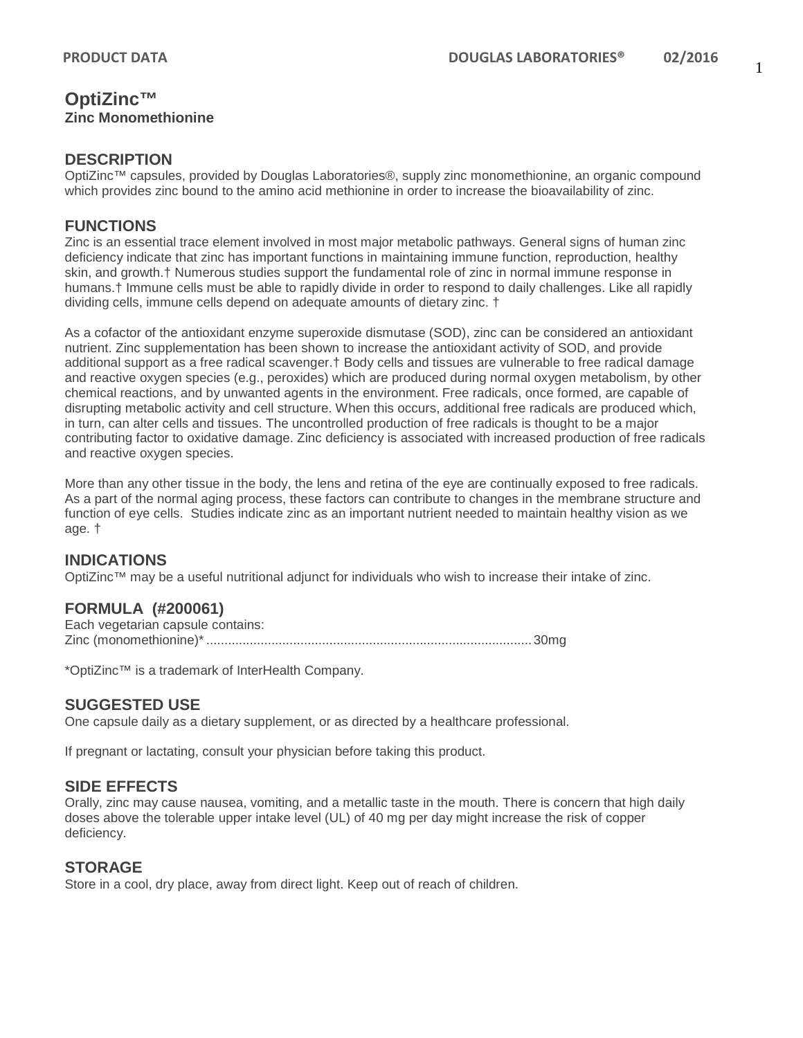# OptiZinc™

**Zinc Monomethionine**

## DESCRIPTION

OptiZinc™ capsules, provided by Douglas Laboratories®, supply zinc monomethionine, an organic compound which provides zinc bound to the amino acid methionine in order to increase the bioavailability of zinc.

## FUNCTIONS

Zinc is an essential trace element involved in most major metabolic pathways. General signs of human zinc deficiency indicate that zinc has important functions in maintaining immune function, reproduction, healthy skin, and growth.† Numerous studies support the fundamental role of zinc in normal immune response in humans.† Immune cells must be able to rapidly divide in order to respond to daily challenges. Like all rapidly dividing cells, immune cells depend on adequate amounts of dietary zinc. †

As a cofactor of the antioxidant enzyme superoxide dismutase (SOD), zinc can be considered an antioxidant nutrient. Zinc supplementation has been shown to increase the antioxidant activity of SOD, and provide additional support as a free radical scavenger.† Body cells and tissues are vulnerable to free radical damage and reactive oxygen species (e.g., peroxides) which are produced during normal oxygen metabolism, by other chemical reactions, and by unwanted agents in the environment. Free radicals, once formed, are capable of disrupting metabolic activity and cell structure. When this occurs, additional free radicals are produced which, in turn, can alter cells and tissues. The uncontrolled production of free radicals is thought to be a major contributing factor to oxidative damage. Zinc deficiency is associated with increased production of free radicals and reactive oxygen species.

More than any other tissue in the body, the lens and retina of the eye are continually exposed to free radicals. As a part of the normal aging process, these factors can contribute to changes in the membrane structure and function of eye cells. Studies indicate zinc as an important nutrient needed to maintain healthy vision as we age. †

## INDICATIONS

OptiZinc™ may be a useful nutritional adjunct for individuals who wish to increase their intake of zinc.

## FORMULA (#200061)

Each vegetarian capsule contains:
Zinc (monomethionine)* .......................................................................................... 30mg

*OptiZinc™ is a trademark of InterHealth Company.

## SUGGESTED USE

One capsule daily as a dietary supplement, or as directed by a healthcare professional.

If pregnant or lactating, consult your physician before taking this product.

## SIDE EFFECTS

Orally, zinc may cause nausea, vomiting, and a metallic taste in the mouth. There is concern that high daily doses above the tolerable upper intake level (UL) of 40 mg per day might increase the risk of copper deficiency.

## STORAGE

Store in a cool, dry place, away from direct light. Keep out of reach of children.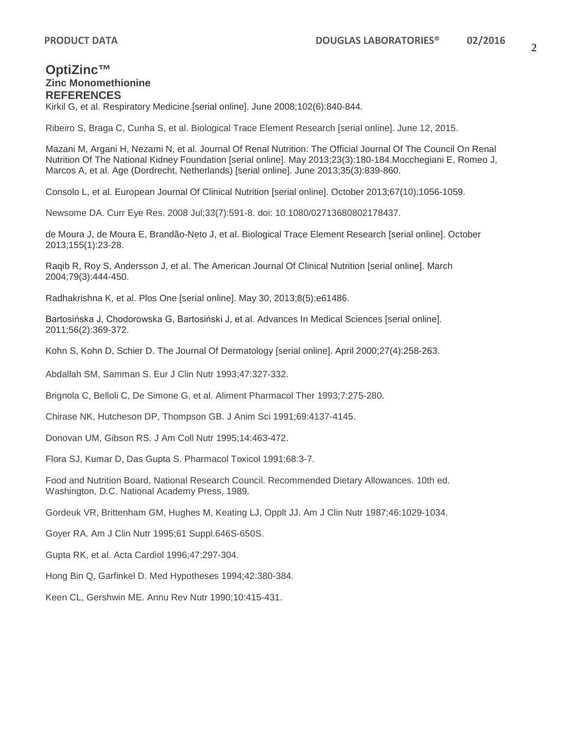# OptiZinc™

**Zinc Monomethionine**

## REFERENCES

Kirkil G, et al. Respiratory Medicine [serial online]. June 2008;102(6):840-844.

Ribeiro S, Braga C, Cunha S, et al. Biological Trace Element Research [serial online]. June 12, 2015.

Mazani M, Argani H, Nezami N, et al. Journal Of Renal Nutrition: The Official Journal Of The Council On Renal Nutrition Of The National Kidney Foundation [serial online]. May 2013;23(3):180-184.Mocchegiani E, Romeo J, Marcos A, et al. Age (Dordrecht, Netherlands) [serial online]. June 2013;35(3):839-860.

Consolo L, et al. European Journal Of Clinical Nutrition [serial online]. October 2013;67(10):1056-1059.

Newsome DA. Curr Eye Res. 2008 Jul;33(7):591-8. doi: 10.1080/02713680802178437.

de Moura J, de Moura E, Brandão-Neto J, et al. Biological Trace Element Research [serial online]. October 2013;155(1):23-28.

Raqib R, Roy S, Andersson J, et al. The American Journal Of Clinical Nutrition [serial online]. March 2004;79(3):444-450.

Radhakrishna K, et al. Plos One [serial online]. May 30, 2013;8(5):e61486.

Bartosińska J, Chodorowska G, Bartosiński J, et al. Advances In Medical Sciences [serial online]. 2011;56(2):369-372.

Kohn S, Kohn D, Schier D. The Journal Of Dermatology [serial online]. April 2000;27(4):258-263.

Abdallah SM, Samman S. Eur J Clin Nutr 1993;47:327-332.

Brignola C, Belloli C, De Simone G, et al. Aliment Pharmacol Ther 1993;7:275-280.

Chirase NK, Hutcheson DP, Thompson GB. J Anim Sci 1991;69:4137-4145.

Donovan UM, Gibson RS. J Am Coll Nutr 1995;14:463-472.

Flora SJ, Kumar D, Das Gupta S. Pharmacol Toxicol 1991;68:3-7.

Food and Nutrition Board, National Research Council. Recommended Dietary Allowances. 10th ed. Washington, D.C. National Academy Press, 1989.

Gordeuk VR, Brittenham GM, Hughes M, Keating LJ, Opplt JJ. Am J Clin Nutr 1987;46:1029-1034.

Goyer RA. Am J Clin Nutr 1995;61 Suppl.646S-650S.

Gupta RK, et al. Acta Cardiol 1996;47:297-304.

Hong Bin Q, Garfinkel D. Med Hypotheses 1994;42:380-384.

Keen CL, Gershwin ME. Annu Rev Nutr 1990;10:415-431.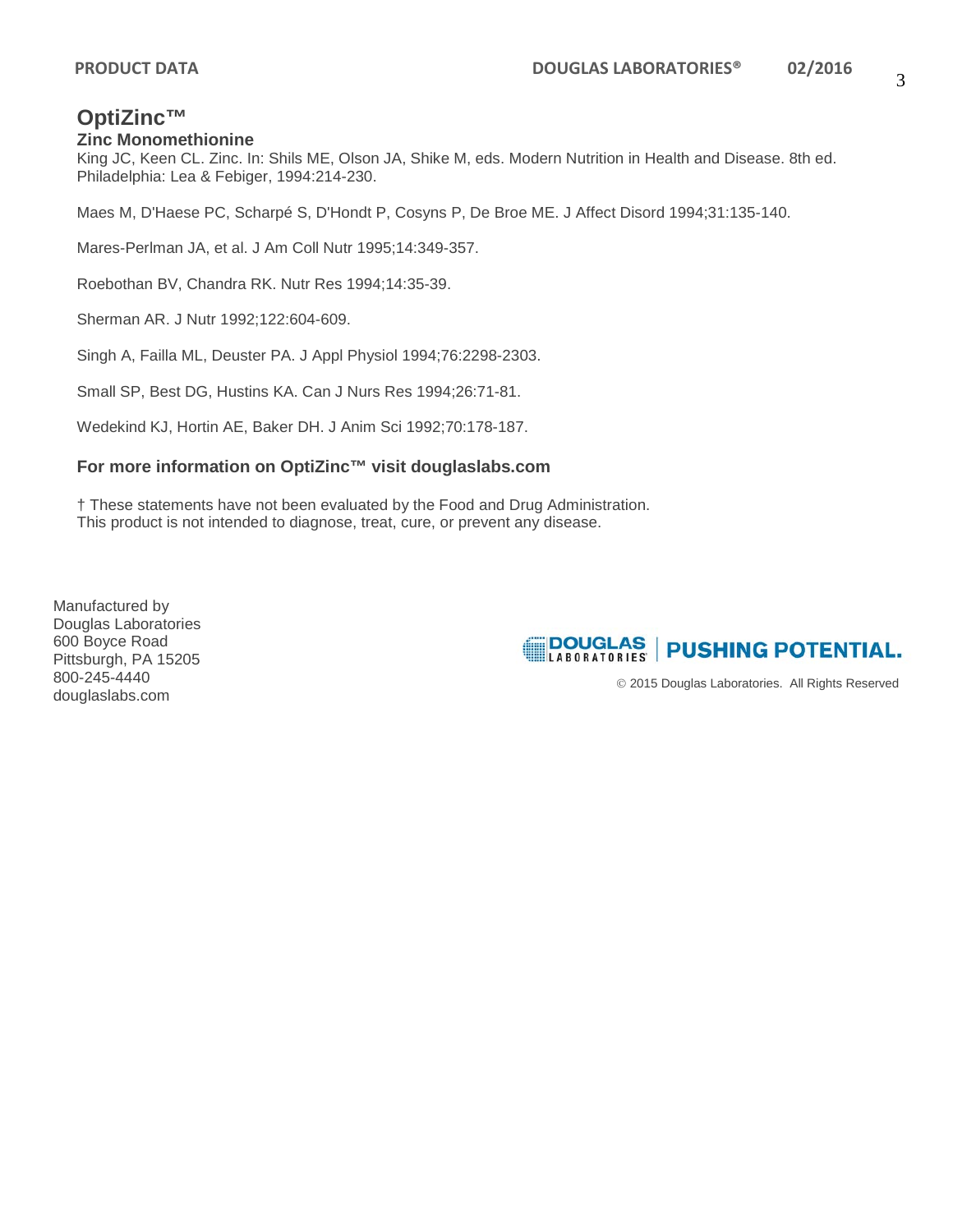# OptiZinc™

## Zinc Monomethionine

King JC, Keen CL. Zinc. In: Shils ME, Olson JA, Shike M, eds. Modern Nutrition in Health and Disease. 8th ed. Philadelphia: Lea & Febiger, 1994:214-230.

Maes M, D'Haese PC, Scharpé S, D'Hondt P, Cosyns P, De Broe ME. J Affect Disord 1994;31:135-140.

Mares-Perlman JA, et al. J Am Coll Nutr 1995;14:349-357.

Roebothan BV, Chandra RK. Nutr Res 1994;14:35-39.

Sherman AR. J Nutr 1992;122:604-609.

Singh A, Failla ML, Deuster PA. J Appl Physiol 1994;76:2298-2303.

Small SP, Best DG, Hustins KA. Can J Nurs Res 1994;26:71-81.

Wedekind KJ, Hortin AE, Baker DH. J Anim Sci 1992;70:178-187.

**For more information on OptiZinc™ visit douglaslabs.com**

† These statements have not been evaluated by the Food and Drug Administration.
This product is not intended to diagnose, treat, cure, or prevent any disease.

Manufactured by
Douglas Laboratories
600 Boyce Road
Pittsburgh, PA 15205
800-245-4440
douglaslabs.com

DOUGLAS LABORATORIES | PUSHING POTENTIAL.

© 2015 Douglas Laboratories. All Rights Reserved